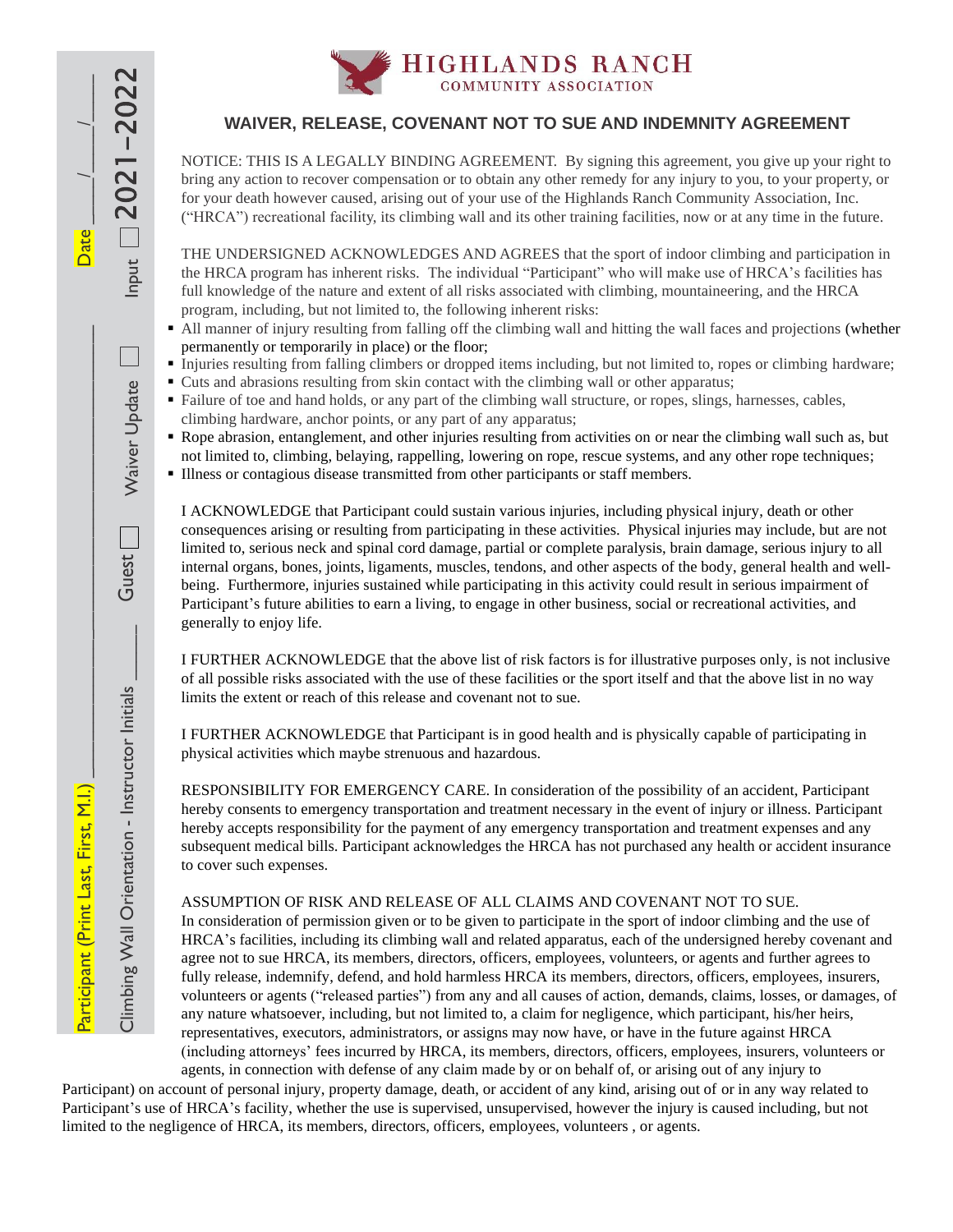# HIGHLANDS RANCH
COMMUNITY ASSOCIATION

Participant (Print Last, First, M.I.) ____________ Date ___/___/___

Climbing Wall Orientation - Instructor Initials ____ Guest ☐ Waiver Update ☐ Input ☐ 2021-2022

## WAIVER, RELEASE, COVENANT NOT TO SUE AND INDEMNITY AGREEMENT

NOTICE: THIS IS A LEGALLY BINDING AGREEMENT. By signing this agreement, you give up your right to bring any action to recover compensation or to obtain any other remedy for any injury to you, to your property, or for your death however caused, arising out of your use of the Highlands Ranch Community Association, Inc. ("HRCA") recreational facility, its climbing wall and its other training facilities, now or at any time in the future.

THE UNDERSIGNED ACKNOWLEDGES AND AGREES that the sport of indoor climbing and participation in the HRCA program has inherent risks. The individual "Participant" who will make use of HRCA's facilities has full knowledge of the nature and extent of all risks associated with climbing, mountaineering, and the HRCA program, including, but not limited to, the following inherent risks:

- All manner of injury resulting from falling off the climbing wall and hitting the wall faces and projections (whether permanently or temporarily in place) or the floor;
- Injuries resulting from falling climbers or dropped items including, but not limited to, ropes or climbing hardware;
- Cuts and abrasions resulting from skin contact with the climbing wall or other apparatus;
- Failure of toe and hand holds, or any part of the climbing wall structure, or ropes, slings, harnesses, cables, climbing hardware, anchor points, or any part of any apparatus;
- Rope abrasion, entanglement, and other injuries resulting from activities on or near the climbing wall such as, but not limited to, climbing, belaying, rappelling, lowering on rope, rescue systems, and any other rope techniques;
- Illness or contagious disease transmitted from other participants or staff members.

I ACKNOWLEDGE that Participant could sustain various injuries, including physical injury, death or other consequences arising or resulting from participating in these activities. Physical injuries may include, but are not limited to, serious neck and spinal cord damage, partial or complete paralysis, brain damage, serious injury to all internal organs, bones, joints, ligaments, muscles, tendons, and other aspects of the body, general health and well-being. Furthermore, injuries sustained while participating in this activity could result in serious impairment of Participant's future abilities to earn a living, to engage in other business, social or recreational activities, and generally to enjoy life.

I FURTHER ACKNOWLEDGE that the above list of risk factors is for illustrative purposes only, is not inclusive of all possible risks associated with the use of these facilities or the sport itself and that the above list in no way limits the extent or reach of this release and covenant not to sue.

I FURTHER ACKNOWLEDGE that Participant is in good health and is physically capable of participating in physical activities which maybe strenuous and hazardous.

RESPONSIBILITY FOR EMERGENCY CARE. In consideration of the possibility of an accident, Participant hereby consents to emergency transportation and treatment necessary in the event of injury or illness. Participant hereby accepts responsibility for the payment of any emergency transportation and treatment expenses and any subsequent medical bills. Participant acknowledges the HRCA has not purchased any health or accident insurance to cover such expenses.

ASSUMPTION OF RISK AND RELEASE OF ALL CLAIMS AND COVENANT NOT TO SUE. In consideration of permission given or to be given to participate in the sport of indoor climbing and the use of HRCA's facilities, including its climbing wall and related apparatus, each of the undersigned hereby covenant and agree not to sue HRCA, its members, directors, officers, employees, volunteers, or agents and further agrees to fully release, indemnify, defend, and hold harmless HRCA its members, directors, officers, employees, insurers, volunteers or agents ("released parties") from any and all causes of action, demands, claims, losses, or damages, of any nature whatsoever, including, but not limited to, a claim for negligence, which participant, his/her heirs, representatives, executors, administrators, or assigns may now have, or have in the future against HRCA (including attorneys' fees incurred by HRCA, its members, directors, officers, employees, insurers, volunteers or agents, in connection with defense of any claim made by or on behalf of, or arising out of any injury to Participant) on account of personal injury, property damage, death, or accident of any kind, arising out of or in any way related to Participant's use of HRCA's facility, whether the use is supervised, unsupervised, however the injury is caused including, but not limited to the negligence of HRCA, its members, directors, officers, employees, volunteers , or agents.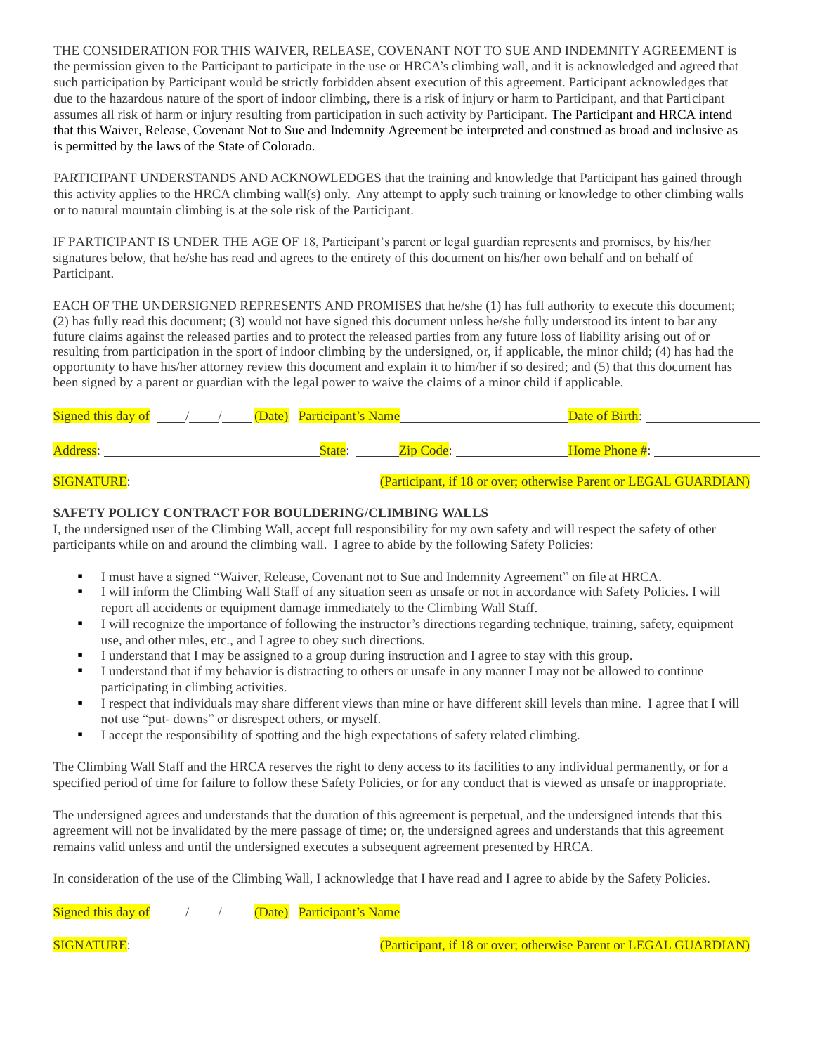THE CONSIDERATION FOR THIS WAIVER, RELEASE, COVENANT NOT TO SUE AND INDEMNITY AGREEMENT is the permission given to the Participant to participate in the use or HRCA's climbing wall, and it is acknowledged and agreed that such participation by Participant would be strictly forbidden absent execution of this agreement. Participant acknowledges that due to the hazardous nature of the sport of indoor climbing, there is a risk of injury or harm to Participant, and that Participant assumes all risk of harm or injury resulting from participation in such activity by Participant. The Participant and HRCA intend that this Waiver, Release, Covenant Not to Sue and Indemnity Agreement be interpreted and construed as broad and inclusive as is permitted by the laws of the State of Colorado.

PARTICIPANT UNDERSTANDS AND ACKNOWLEDGES that the training and knowledge that Participant has gained through this activity applies to the HRCA climbing wall(s) only. Any attempt to apply such training or knowledge to other climbing walls or to natural mountain climbing is at the sole risk of the Participant.

IF PARTICIPANT IS UNDER THE AGE OF 18, Participant's parent or legal guardian represents and promises, by his/her signatures below, that he/she has read and agrees to the entirety of this document on his/her own behalf and on behalf of Participant.

EACH OF THE UNDERSIGNED REPRESENTS AND PROMISES that he/she (1) has full authority to execute this document; (2) has fully read this document; (3) would not have signed this document unless he/she fully understood its intent to bar any future claims against the released parties and to protect the released parties from any future loss of liability arising out of or resulting from participation in the sport of indoor climbing by the undersigned, or, if applicable, the minor child; (4) has had the opportunity to have his/her attorney review this document and explain it to him/her if so desired; and (5) that this document has been signed by a parent or guardian with the legal power to waive the claims of a minor child if applicable.

Signed this day of ____/____/____ (Date) Participant's Name________________________ Date of Birth: ________________

Address: ______________________________ State: ______ Zip Code: ________________ Home Phone #: ________________

SIGNATURE: __________________________________ (Participant, if 18 or over; otherwise Parent or LEGAL GUARDIAN)

**SAFETY POLICY CONTRACT FOR BOULDERING/CLIMBING WALLS**

I, the undersigned user of the Climbing Wall, accept full responsibility for my own safety and will respect the safety of other participants while on and around the climbing wall. I agree to abide by the following Safety Policies:

- I must have a signed "Waiver, Release, Covenant not to Sue and Indemnity Agreement" on file at HRCA.
- I will inform the Climbing Wall Staff of any situation seen as unsafe or not in accordance with Safety Policies. I will report all accidents or equipment damage immediately to the Climbing Wall Staff.
- I will recognize the importance of following the instructor's directions regarding technique, training, safety, equipment use, and other rules, etc., and I agree to obey such directions.
- I understand that I may be assigned to a group during instruction and I agree to stay with this group.
- I understand that if my behavior is distracting to others or unsafe in any manner I may not be allowed to continue participating in climbing activities.
- I respect that individuals may share different views than mine or have different skill levels than mine. I agree that I will not use "put- downs" or disrespect others, or myself.
- I accept the responsibility of spotting and the high expectations of safety related climbing.

The Climbing Wall Staff and the HRCA reserves the right to deny access to its facilities to any individual permanently, or for a specified period of time for failure to follow these Safety Policies, or for any conduct that is viewed as unsafe or inappropriate.

The undersigned agrees and understands that the duration of this agreement is perpetual, and the undersigned intends that this agreement will not be invalidated by the mere passage of time; or, the undersigned agrees and understands that this agreement remains valid unless and until the undersigned executes a subsequent agreement presented by HRCA.

In consideration of the use of the Climbing Wall, I acknowledge that I have read and I agree to abide by the Safety Policies.

Signed this day of ____/____/____ (Date) Participant's Name______________________________________________

SIGNATURE: __________________________________ (Participant, if 18 or over; otherwise Parent or LEGAL GUARDIAN)